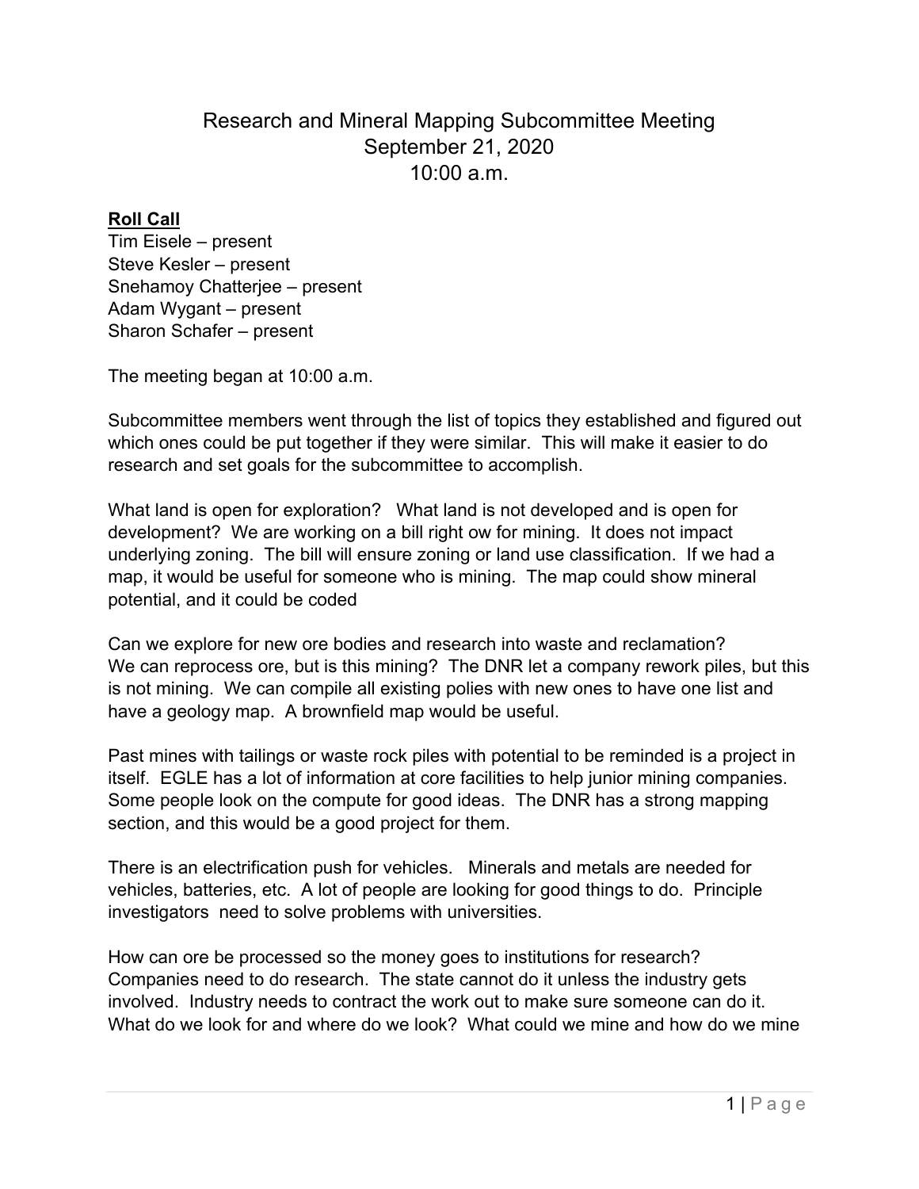# Research and Mineral Mapping Subcommittee Meeting
September 21, 2020
10:00 a.m.

**Roll Call**
Tim Eisele – present
Steve Kesler – present
Snehamoy Chatterjee – present
Adam Wygant – present
Sharon Schafer – present

The meeting began at 10:00 a.m.

Subcommittee members went through the list of topics they established and figured out which ones could be put together if they were similar. This will make it easier to do research and set goals for the subcommittee to accomplish.

What land is open for exploration? What land is not developed and is open for development? We are working on a bill right ow for mining. It does not impact underlying zoning. The bill will ensure zoning or land use classification. If we had a map, it would be useful for someone who is mining. The map could show mineral potential, and it could be coded

Can we explore for new ore bodies and research into waste and reclamation? We can reprocess ore, but is this mining? The DNR let a company rework piles, but this is not mining. We can compile all existing polies with new ones to have one list and have a geology map. A brownfield map would be useful.

Past mines with tailings or waste rock piles with potential to be reminded is a project in itself. EGLE has a lot of information at core facilities to help junior mining companies. Some people look on the compute for good ideas. The DNR has a strong mapping section, and this would be a good project for them.

There is an electrification push for vehicles. Minerals and metals are needed for vehicles, batteries, etc. A lot of people are looking for good things to do. Principle investigators need to solve problems with universities.

How can ore be processed so the money goes to institutions for research? Companies need to do research. The state cannot do it unless the industry gets involved. Industry needs to contract the work out to make sure someone can do it. What do we look for and where do we look? What could we mine and how do we mine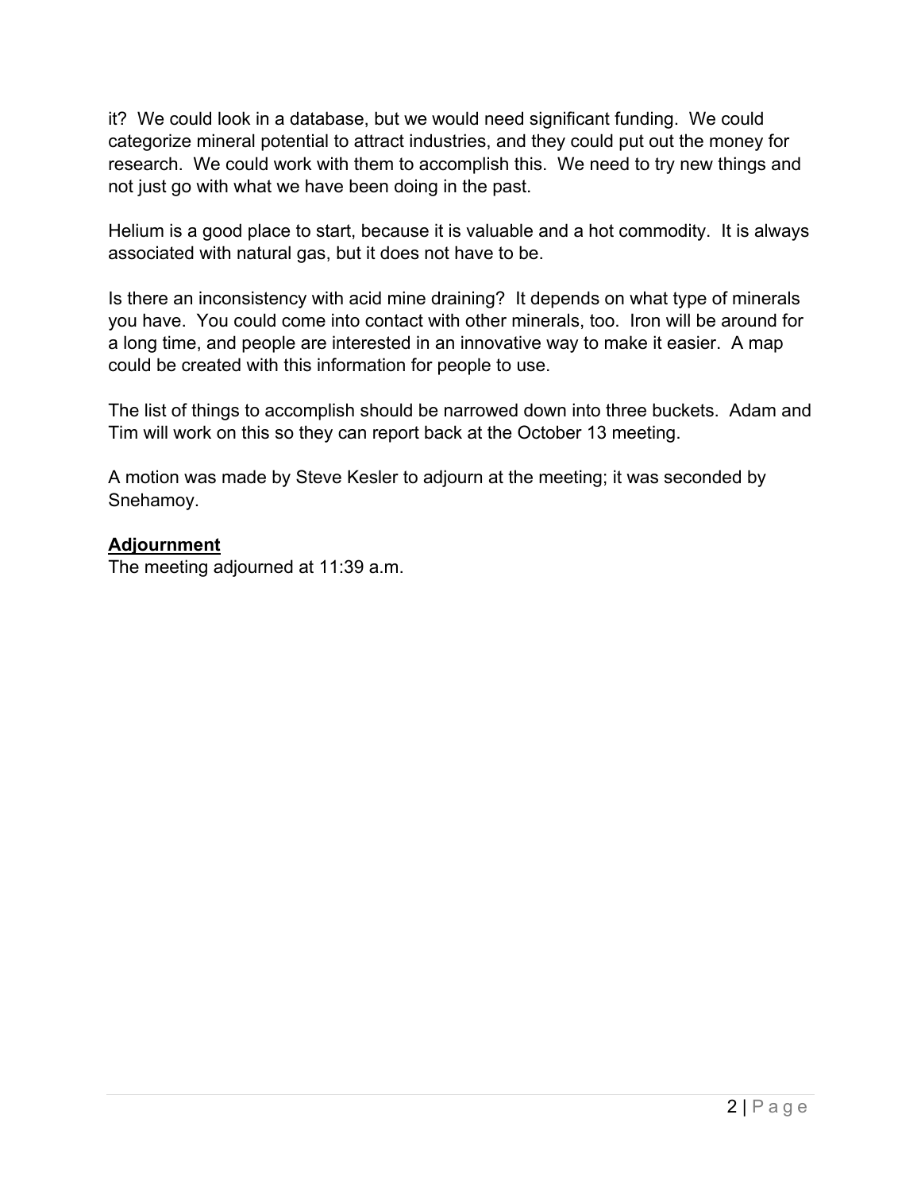it? We could look in a database, but we would need significant funding. We could categorize mineral potential to attract industries, and they could put out the money for research. We could work with them to accomplish this. We need to try new things and not just go with what we have been doing in the past.

Helium is a good place to start, because it is valuable and a hot commodity. It is always associated with natural gas, but it does not have to be.

Is there an inconsistency with acid mine draining? It depends on what type of minerals you have. You could come into contact with other minerals, too. Iron will be around for a long time, and people are interested in an innovative way to make it easier. A map could be created with this information for people to use.

The list of things to accomplish should be narrowed down into three buckets. Adam and Tim will work on this so they can report back at the October 13 meeting.

A motion was made by Steve Kesler to adjourn at the meeting; it was seconded by Snehamoy.

**Adjournment**

The meeting adjourned at 11:39 a.m.